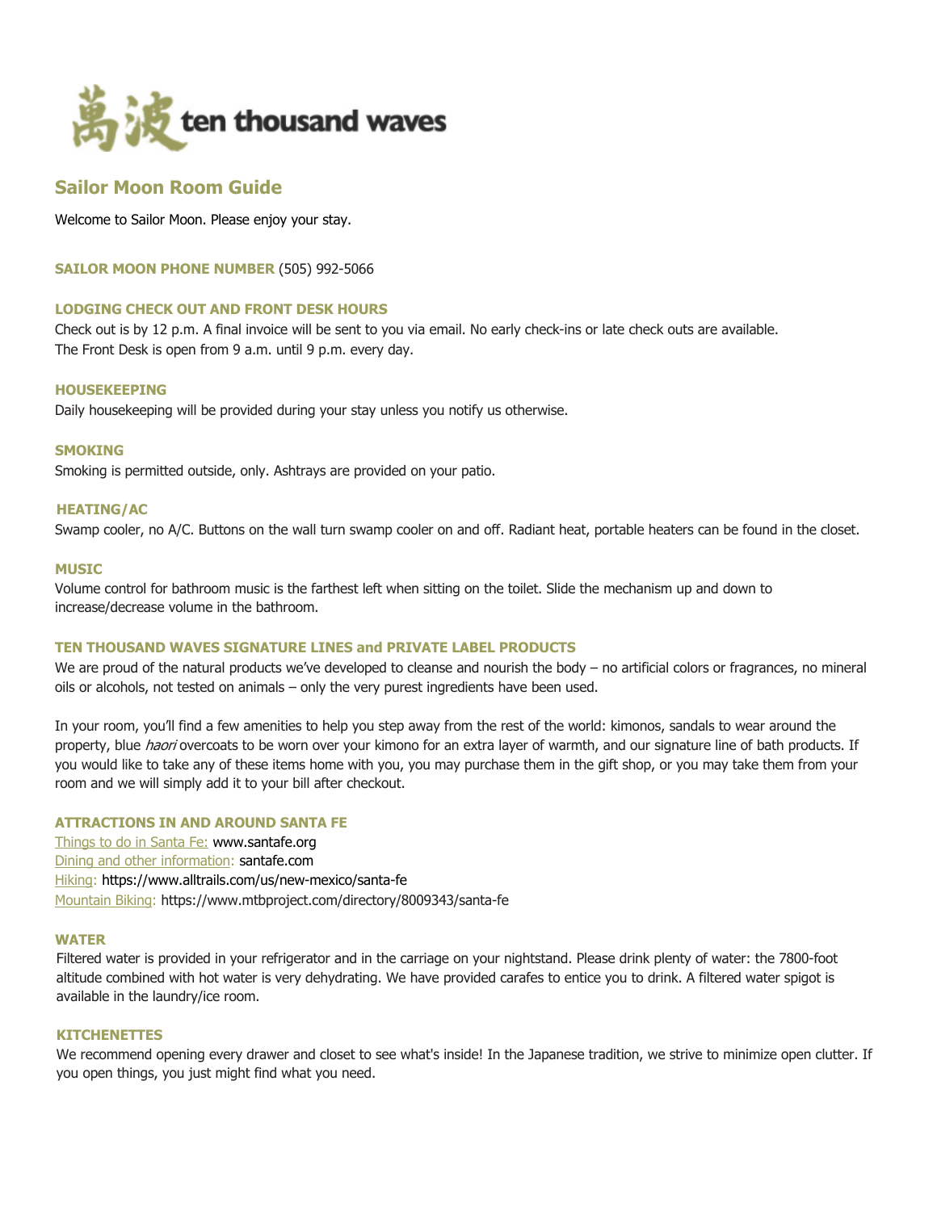萬波 ten thousand waves

## Sailor Moon Room Guide

Welcome to Sailor Moon. Please enjoy your stay.

**SAILOR MOON PHONE NUMBER** (505) 992-5066

### LODGING CHECK OUT AND FRONT DESK HOURS

Check out is by 12 p.m. A final invoice will be sent to you via email. No early check-ins or late check outs are available.
The Front Desk is open from 9 a.m. until 9 p.m. every day.

### HOUSEKEEPING

Daily housekeeping will be provided during your stay unless you notify us otherwise.

### SMOKING

Smoking is permitted outside, only. Ashtrays are provided on your patio.

### HEATING/AC

Swamp cooler, no A/C. Buttons on the wall turn swamp cooler on and off. Radiant heat, portable heaters can be found in the closet.

### MUSIC

Volume control for bathroom music is the farthest left when sitting on the toilet. Slide the mechanism up and down to increase/decrease volume in the bathroom.

### TEN THOUSAND WAVES SIGNATURE LINES and PRIVATE LABEL PRODUCTS

We are proud of the natural products we've developed to cleanse and nourish the body – no artificial colors or fragrances, no mineral oils or alcohols, not tested on animals – only the very purest ingredients have been used.

In your room, you'll find a few amenities to help you step away from the rest of the world: kimonos, sandals to wear around the property, blue *haori* overcoats to be worn over your kimono for an extra layer of warmth, and our signature line of bath products. If you would like to take any of these items home with you, you may purchase them in the gift shop, or you may take them from your room and we will simply add it to your bill after checkout.

### ATTRACTIONS IN AND AROUND SANTA FE

Things to do in Santa Fe: www.santafe.org
Dining and other information: santafe.com
Hiking: https://www.alltrails.com/us/new-mexico/santa-fe
Mountain Biking: https://www.mtbproject.com/directory/8009343/santa-fe

### WATER

Filtered water is provided in your refrigerator and in the carriage on your nightstand. Please drink plenty of water: the 7800-foot altitude combined with hot water is very dehydrating. We have provided carafes to entice you to drink. A filtered water spigot is available in the laundry/ice room.

### KITCHENETTES

We recommend opening every drawer and closet to see what's inside! In the Japanese tradition, we strive to minimize open clutter. If you open things, you just might find what you need.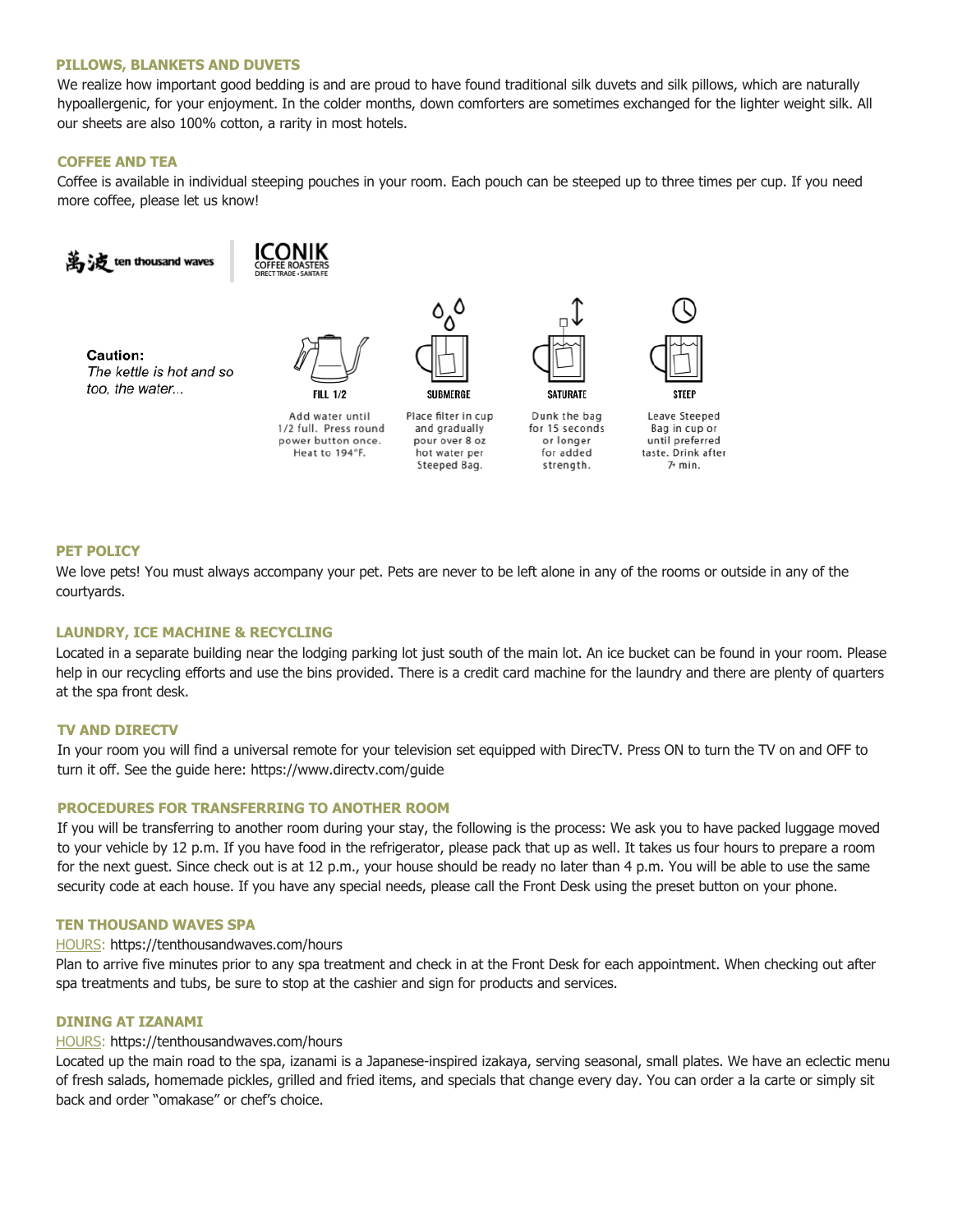### PILLOWS, BLANKETS AND DUVETS

We realize how important good bedding is and are proud to have found traditional silk duvets and silk pillows, which are naturally hypoallergenic, for your enjoyment. In the colder months, down comforters are sometimes exchanged for the lighter weight silk. All our sheets are also 100% cotton, a rarity in most hotels.

### COFFEE AND TEA

Coffee is available in individual steeping pouches in your room. Each pouch can be steeped up to three times per cup. If you need more coffee, please let us know!

萬波 ten thousand waves | ICONIK COFFEE ROASTERS DIRECT TRADE • SANTA FE

**Caution:**
*The kettle is hot and so too, the water...*

| FILL 1/2 | SUBMERGE | SATURATE | STEEP |
|---|---|---|---|
| Add water until 1/2 full. Press round power button once. Heat to 194°F. | Place filter in cup and gradually pour over 8 oz hot water per Steeped Bag. | Dunk the bag for 15 seconds or longer for added strength. | Leave Steeped Bag in cup or until preferred taste. Drink after 7+ min. |

### PET POLICY

We love pets! You must always accompany your pet. Pets are never to be left alone in any of the rooms or outside in any of the courtyards.

### LAUNDRY, ICE MACHINE & RECYCLING

Located in a separate building near the lodging parking lot just south of the main lot. An ice bucket can be found in your room. Please help in our recycling efforts and use the bins provided. There is a credit card machine for the laundry and there are plenty of quarters at the spa front desk.

### TV AND DIRECTV

In your room you will find a universal remote for your television set equipped with DirecTV. Press ON to turn the TV on and OFF to turn it off. See the guide here: https://www.directv.com/guide

### PROCEDURES FOR TRANSFERRING TO ANOTHER ROOM

If you will be transferring to another room during your stay, the following is the process: We ask you to have packed luggage moved to your vehicle by 12 p.m. If you have food in the refrigerator, please pack that up as well. It takes us four hours to prepare a room for the next guest. Since check out is at 12 p.m., your house should be ready no later than 4 p.m. You will be able to use the same security code at each house. If you have any special needs, please call the Front Desk using the preset button on your phone.

### TEN THOUSAND WAVES SPA

HOURS: https://tenthousandwaves.com/hours

Plan to arrive five minutes prior to any spa treatment and check in at the Front Desk for each appointment. When checking out after spa treatments and tubs, be sure to stop at the cashier and sign for products and services.

### DINING AT IZANAMI

HOURS: https://tenthousandwaves.com/hours

Located up the main road to the spa, izanami is a Japanese-inspired izakaya, serving seasonal, small plates. We have an eclectic menu of fresh salads, homemade pickles, grilled and fried items, and specials that change every day. You can order a la carte or simply sit back and order "omakase" or chef's choice.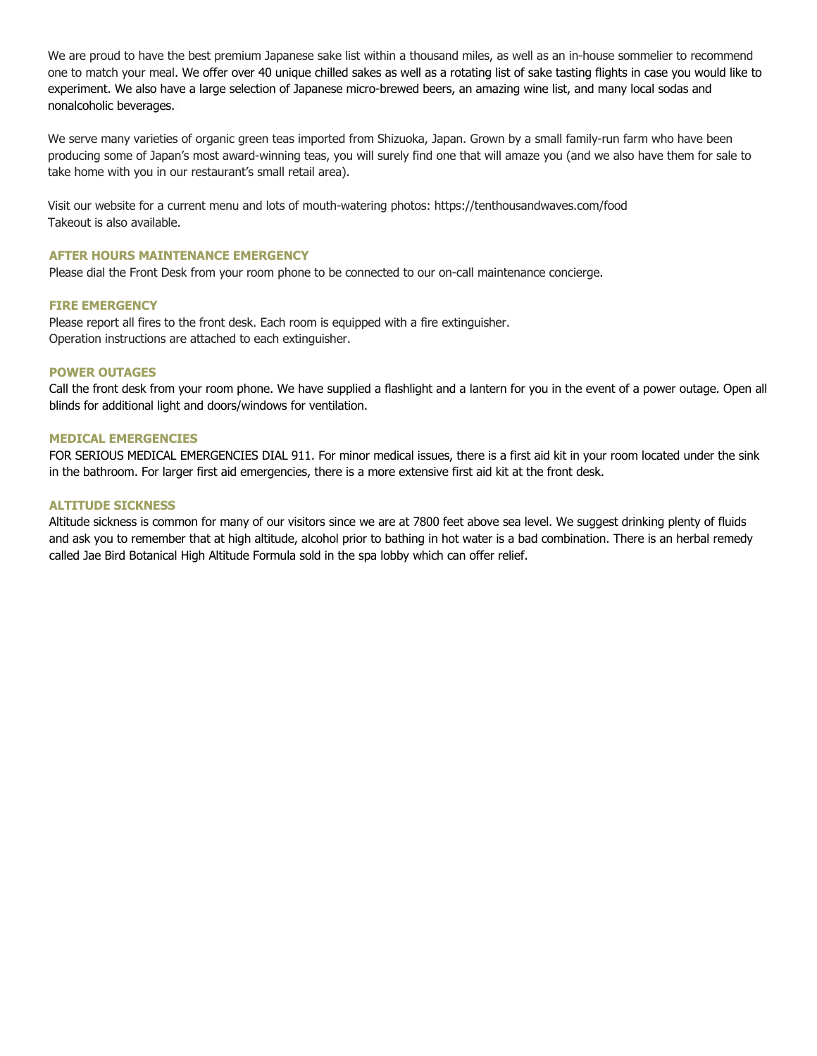We are proud to have the best premium Japanese sake list within a thousand miles, as well as an in-house sommelier to recommend one to match your meal. We offer over 40 unique chilled sakes as well as a rotating list of sake tasting flights in case you would like to experiment. We also have a large selection of Japanese micro-brewed beers, an amazing wine list, and many local sodas and nonalcoholic beverages.

We serve many varieties of organic green teas imported from Shizuoka, Japan. Grown by a small family-run farm who have been producing some of Japan's most award-winning teas, you will surely find one that will amaze you (and we also have them for sale to take home with you in our restaurant's small retail area).

Visit our website for a current menu and lots of mouth-watering photos: https://tenthousandwaves.com/food
Takeout is also available.

### AFTER HOURS MAINTENANCE EMERGENCY

Please dial the Front Desk from your room phone to be connected to our on-call maintenance concierge.

### FIRE EMERGENCY

Please report all fires to the front desk. Each room is equipped with a fire extinguisher.
Operation instructions are attached to each extinguisher.

### POWER OUTAGES

Call the front desk from your room phone. We have supplied a flashlight and a lantern for you in the event of a power outage. Open all blinds for additional light and doors/windows for ventilation.

### MEDICAL EMERGENCIES

FOR SERIOUS MEDICAL EMERGENCIES DIAL 911. For minor medical issues, there is a first aid kit in your room located under the sink in the bathroom. For larger first aid emergencies, there is a more extensive first aid kit at the front desk.

### ALTITUDE SICKNESS

Altitude sickness is common for many of our visitors since we are at 7800 feet above sea level. We suggest drinking plenty of fluids and ask you to remember that at high altitude, alcohol prior to bathing in hot water is a bad combination. There is an herbal remedy called Jae Bird Botanical High Altitude Formula sold in the spa lobby which can offer relief.